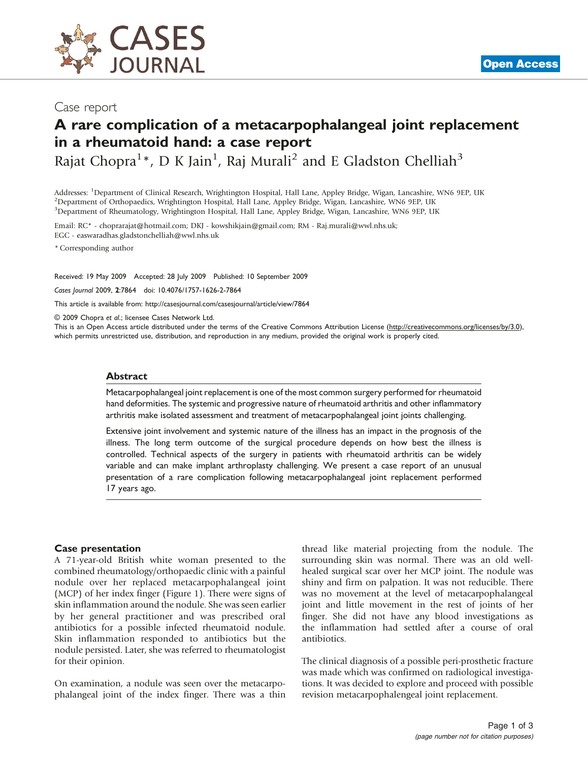Case report

# A rare complication of a metacarpophalangeal joint replacement in a rheumatoid hand: a case report

Rajat Chopra[1]*, D K Jain[1], Raj Murali[2] and E Gladston Chelliah[3]

Addresses: [1]Department of Clinical Research, Wrightington Hospital, Hall Lane, Appley Bridge, Wigan, Lancashire, WN6 9EP, UK
[2]Department of Orthopaedics, Wrightington Hospital, Hall Lane, Appley Bridge, Wigan, Lancashire, WN6 9EP, UK
[3]Department of Rheumatology, Wrightington Hospital, Hall Lane, Appley Bridge, Wigan, Lancashire, WN6 9EP, UK

Email: RC* - choprarajat@hotmail.com; DKJ - kowshikjain@gmail.com; RM - Raj.murali@wwl.nhs.uk;
EGC - easwaradhas.gladstonchelliah@wwl.nhs.uk

* Corresponding author

Received: 19 May 2009 Accepted: 28 July 2009 Published: 10 September 2009

*Cases Journal* 2009, **2**:7864 doi: 10.4076/1757-1626-2-7864

This article is available from: http://casesjournal.com/casesjournal/article/view/7864

© 2009 Chopra *et al.*; licensee Cases Network Ltd.
This is an Open Access article distributed under the terms of the Creative Commons Attribution License (http://creativecommons.org/licenses/by/3.0), which permits unrestricted use, distribution, and reproduction in any medium, provided the original work is properly cited.

## Abstract

Metacarpophalangeal joint replacement is one of the most common surgery performed for rheumatoid hand deformities. The systemic and progressive nature of rheumatoid arthritis and other inflammatory arthritis make isolated assessment and treatment of metacarpophalangeal joint joints challenging.

Extensive joint involvement and systemic nature of the illness has an impact in the prognosis of the illness. The long term outcome of the surgical procedure depends on how best the illness is controlled. Technical aspects of the surgery in patients with rheumatoid arthritis can be widely variable and can make implant arthroplasty challenging. We present a case report of an unusual presentation of a rare complication following metacarpophalangeal joint replacement performed 17 years ago.

## Case presentation

A 71-year-old British white woman presented to the combined rheumatology/orthopaedic clinic with a painful nodule over her replaced metacarpophalangeal joint (MCP) of her index finger (Figure 1). There were signs of skin inflammation around the nodule. She was seen earlier by her general practitioner and was prescribed oral antibiotics for a possible infected rheumatoid nodule. Skin inflammation responded to antibiotics but the nodule persisted. Later, she was referred to rheumatologist for their opinion.

On examination, a nodule was seen over the metacarpophalangeal joint of the index finger. There was a thin thread like material projecting from the nodule. The surrounding skin was normal. There was an old well-healed surgical scar over her MCP joint. The nodule was shiny and firm on palpation. It was not reducible. There was no movement at the level of metacarpophalangeal joint and little movement in the rest of joints of her finger. She did not have any blood investigations as the inflammation had settled after a course of oral antibiotics.

The clinical diagnosis of a possible peri-prosthetic fracture was made which was confirmed on radiological investigations. It was decided to explore and proceed with possible revision metacarpophalengeal joint replacement.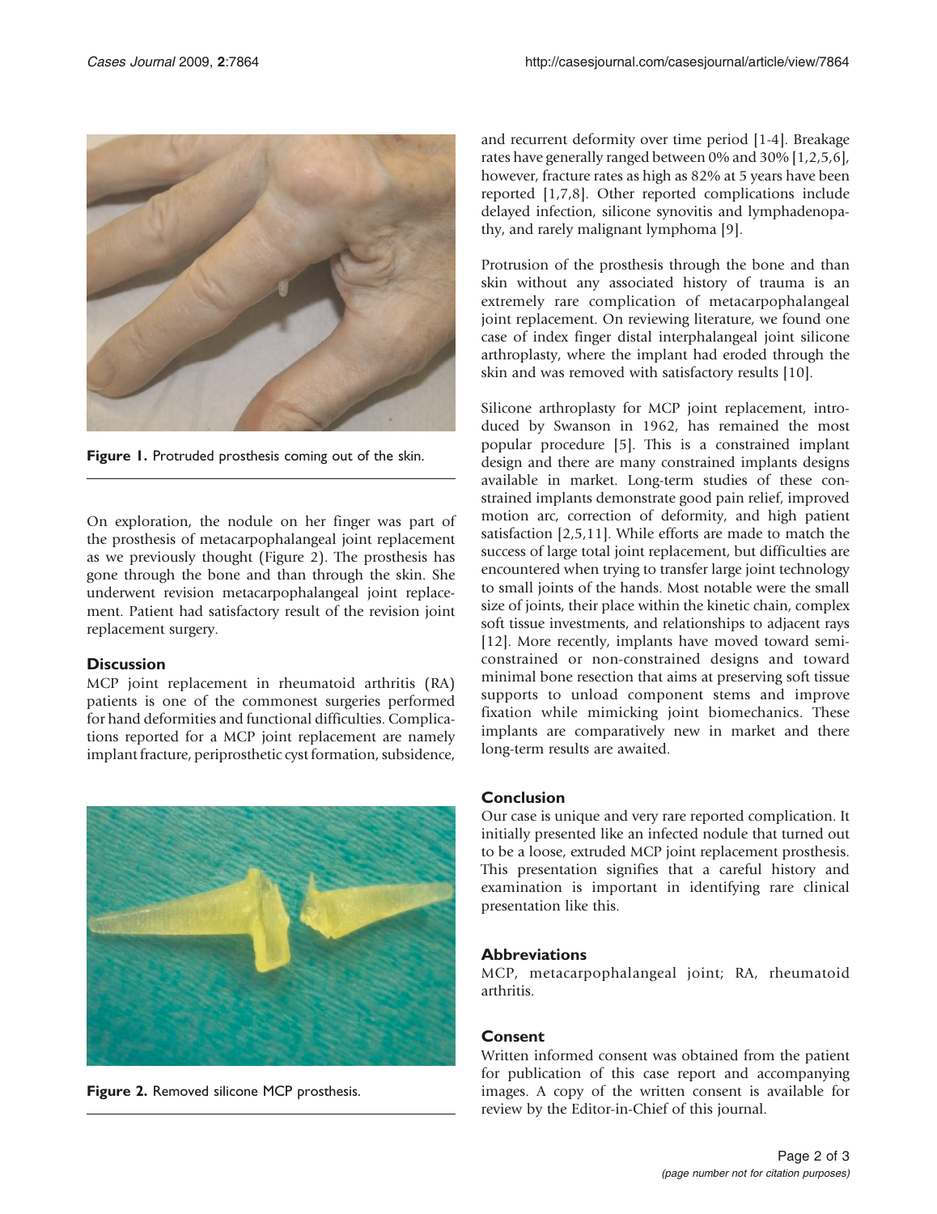Figure 1. Protruded prosthesis coming out of the skin.

On exploration, the nodule on her finger was part of the prosthesis of metacarpophalangeal joint replacement as we previously thought (Figure 2). The prosthesis has gone through the bone and than through the skin. She underwent revision metacarpophalangeal joint replacement. Patient had satisfactory result of the revision joint replacement surgery.

## Discussion

MCP joint replacement in rheumatoid arthritis (RA) patients is one of the commonest surgeries performed for hand deformities and functional difficulties. Complications reported for a MCP joint replacement are namely implant fracture, periprosthetic cyst formation, subsidence, and recurrent deformity over time period [1-4]. Breakage rates have generally ranged between 0% and 30% [1,2,5,6], however, fracture rates as high as 82% at 5 years have been reported [1,7,8]. Other reported complications include delayed infection, silicone synovitis and lymphadenopathy, and rarely malignant lymphoma [9].

Protrusion of the prosthesis through the bone and than skin without any associated history of trauma is an extremely rare complication of metacarpophalangeal joint replacement. On reviewing literature, we found one case of index finger distal interphalangeal joint silicone arthroplasty, where the implant had eroded through the skin and was removed with satisfactory results [10].

Silicone arthroplasty for MCP joint replacement, introduced by Swanson in 1962, has remained the most popular procedure [5]. This is a constrained implant design and there are many constrained implants designs available in market. Long-term studies of these constrained implants demonstrate good pain relief, improved motion arc, correction of deformity, and high patient satisfaction [2,5,11]. While efforts are made to match the success of large total joint replacement, but difficulties are encountered when trying to transfer large joint technology to small joints of the hands. Most notable were the small size of joints, their place within the kinetic chain, complex soft tissue investments, and relationships to adjacent rays [12]. More recently, implants have moved toward semi-constrained or non-constrained designs and toward minimal bone resection that aims at preserving soft tissue supports to unload component stems and improve fixation while mimicking joint biomechanics. These implants are comparatively new in market and there long-term results are awaited.

Figure 2. Removed silicone MCP prosthesis.

## Conclusion

Our case is unique and very rare reported complication. It initially presented like an infected nodule that turned out to be a loose, extruded MCP joint replacement prosthesis. This presentation signifies that a careful history and examination is important in identifying rare clinical presentation like this.

## Abbreviations

MCP, metacarpophalangeal joint; RA, rheumatoid arthritis.

## Consent

Written informed consent was obtained from the patient for publication of this case report and accompanying images. A copy of the written consent is available for review by the Editor-in-Chief of this journal.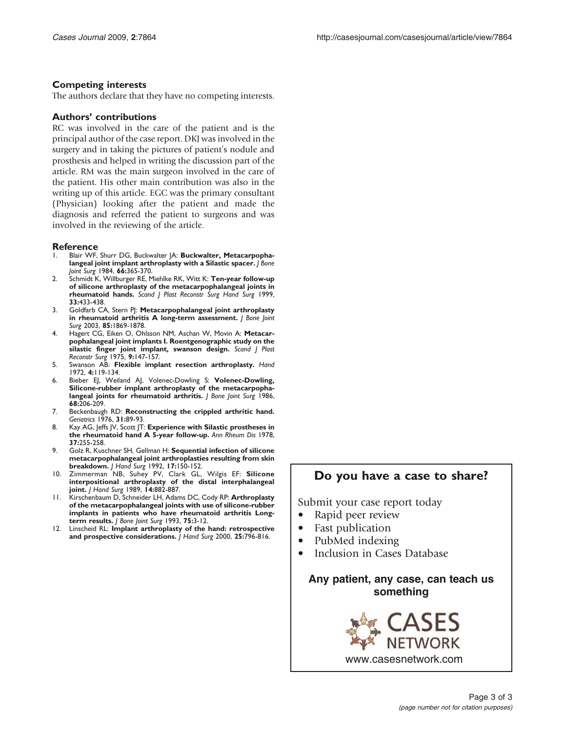## Competing interests

The authors declare that they have no competing interests.

## Authors' contributions

RC was involved in the care of the patient and is the principal author of the case report. DKJ was involved in the surgery and in taking the pictures of patient's nodule and prosthesis and helped in writing the discussion part of the article. RM was the main surgeon involved in the care of the patient. His other main contribution was also in the writing up of this article. EGC was the primary consultant (Physician) looking after the patient and made the diagnosis and referred the patient to surgeons and was involved in the reviewing of the article.

## Reference

1. Blair WF, Shurr DG, Buckwalter JA: **Buckwalter, Metacarpophalangeal joint implant arthroplasty with a Silastic spacer.** *J Bone Joint Surg* 1984, **66:**365-370.
2. Schmidt K, Willburger RE, Miehlke RK, Witt K: **Ten-year follow-up of silicone arthroplasty of the metacarpophalangeal joints in rheumatoid hands.** *Scand J Plast Reconstr Surg Hand Surg* 1999, **33:**433-438.
3. Goldfarb CA, Stern PJ: **Metacarpophalangeal joint arthroplasty in rheumatoid arthritis A long-term assessment.** *J Bone Joint Surg* 2003, **85:**1869-1878.
4. Hagert CG, Eiken O, Ohlsson NM, Aschan W, Movin A: **Metacarpophalangeal joint implants I. Roentgenographic study on the silastic finger joint implant, swanson design.** *Scand J Plast Reconstr Surg* 1975, **9:**147-157.
5. Swanson AB: **Flexible implant resection arthroplasty.** *Hand* 1972, **4:**119-134.
6. Bieber EJ, Weiland AJ, Volenec-Dowling S: **Volenec-Dowling, Silicone-rubber implant arthroplasty of the metacarpophalangeal joints for rheumatoid arthritis.** *J Bone Joint Surg* 1986, **68:**206-209.
7. Beckenbaugh RD: **Reconstructing the crippled arthritic hand.** *Geriatrics* 1976, **31:**89-93.
8. Kay AG, Jeffs JV, Scott JT: **Experience with Silastic prostheses in the rheumatoid hand A 5-year follow-up.** *Ann Rheum Dis* 1978, **37:**255-258.
9. Golz R, Kuschner SH, Gellman H: **Sequential infection of silicone metacarpophalangeal joint arthroplasties resulting from skin breakdown.** *J Hand Surg* 1992, **17:**150-152.
10. Zimmerman NB, Suhey PV, Clark GL, Wilgis EF: **Silicone interpositional arthroplasty of the distal interphalangeal joint.** *J Hand Surg* 1989, **14:**882-887.
11. Kirschenbaum D, Schneider LH, Adams DC, Cody RP: **Arthroplasty of the metacarpophalangeal joints with use of silicone-rubber implants in patients who have rheumatoid arthritis Long-term results.** *J Bone Joint Surg* 1993, **75:**3-12.
12. Linscheid RL: **Implant arthroplasty of the hand: retrospective and prospective considerations.** *J Hand Surg* 2000, **25:**796-816.